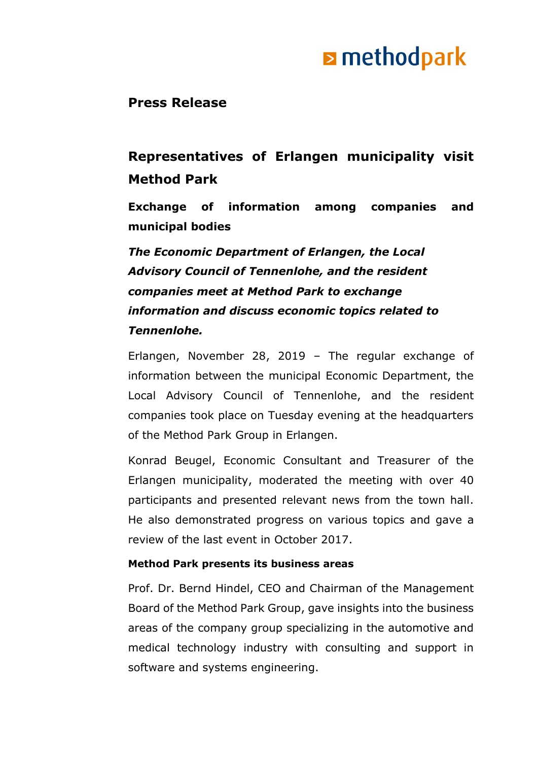**Press Release**

# Representatives of Erlangen municipality visit Method Park

## Exchange of information among companies and municipal bodies

***The Economic Department of Erlangen, the Local Advisory Council of Tennenlohe, and the resident companies meet at Method Park to exchange information and discuss economic topics related to Tennenlohe.***

Erlangen, November 28, 2019 – The regular exchange of information between the municipal Economic Department, the Local Advisory Council of Tennenlohe, and the resident companies took place on Tuesday evening at the headquarters of the Method Park Group in Erlangen.

Konrad Beugel, Economic Consultant and Treasurer of the Erlangen municipality, moderated the meeting with over 40 participants and presented relevant news from the town hall. He also demonstrated progress on various topics and gave a review of the last event in October 2017.

### Method Park presents its business areas

Prof. Dr. Bernd Hindel, CEO and Chairman of the Management Board of the Method Park Group, gave insights into the business areas of the company group specializing in the automotive and medical technology industry with consulting and support in software and systems engineering.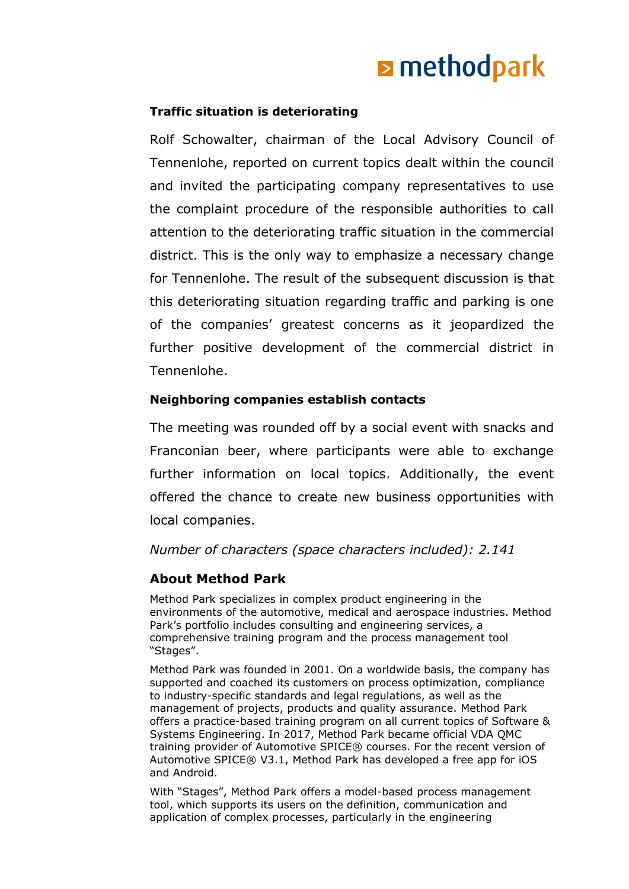**Traffic situation is deteriorating**

Rolf Schowalter, chairman of the Local Advisory Council of Tennenlohe, reported on current topics dealt within the council and invited the participating company representatives to use the complaint procedure of the responsible authorities to call attention to the deteriorating traffic situation in the commercial district. This is the only way to emphasize a necessary change for Tennenlohe. The result of the subsequent discussion is that this deteriorating situation regarding traffic and parking is one of the companies' greatest concerns as it jeopardized the further positive development of the commercial district in Tennenlohe.

**Neighboring companies establish contacts**

The meeting was rounded off by a social event with snacks and Franconian beer, where participants were able to exchange further information on local topics. Additionally, the event offered the chance to create new business opportunities with local companies.

*Number of characters (space characters included): 2.141*

## About Method Park

Method Park specializes in complex product engineering in the environments of the automotive, medical and aerospace industries. Method Park's portfolio includes consulting and engineering services, a comprehensive training program and the process management tool "Stages".

Method Park was founded in 2001. On a worldwide basis, the company has supported and coached its customers on process optimization, compliance to industry-specific standards and legal regulations, as well as the management of projects, products and quality assurance. Method Park offers a practice-based training program on all current topics of Software & Systems Engineering. In 2017, Method Park became official VDA QMC training provider of Automotive SPICE® courses. For the recent version of Automotive SPICE® V3.1, Method Park has developed a free app for iOS and Android.

With "Stages", Method Park offers a model-based process management tool, which supports its users on the definition, communication and application of complex processes, particularly in the engineering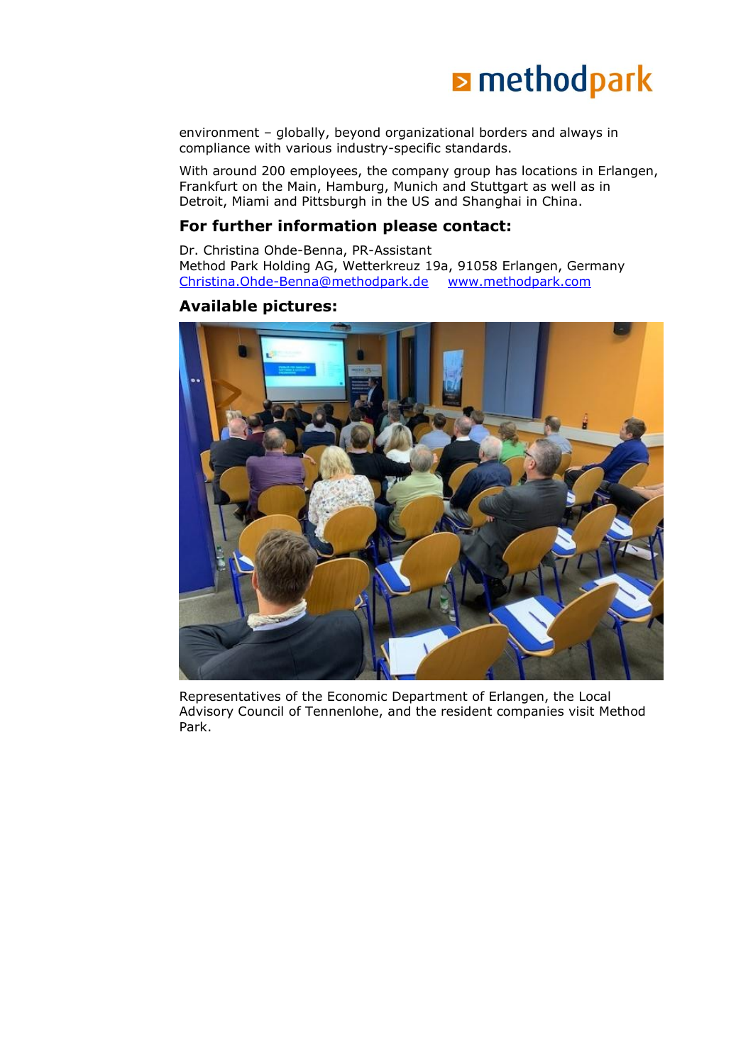environment – globally, beyond organizational borders and always in compliance with various industry-specific standards.

With around 200 employees, the company group has locations in Erlangen, Frankfurt on the Main, Hamburg, Munich and Stuttgart as well as in Detroit, Miami and Pittsburgh in the US and Shanghai in China.

## For further information please contact:

Dr. Christina Ohde-Benna, PR-Assistant
Method Park Holding AG, Wetterkreuz 19a, 91058 Erlangen, Germany
Christina.Ohde-Benna@methodpark.de www.methodpark.com

## Available pictures:

Representatives of the Economic Department of Erlangen, the Local Advisory Council of Tennenlohe, and the resident companies visit Method Park.